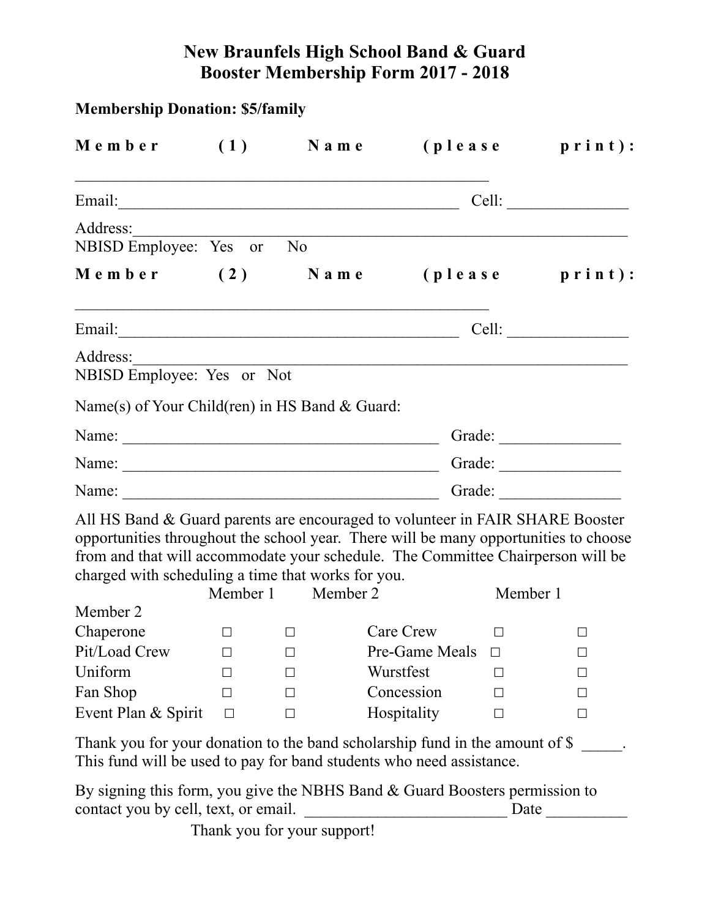**New Braunfels High School Band & Guard**
**Booster Membership Form 2017 - 2018**

**Membership Donation: $5/family**

**Member (1) Name (please print):**

______________________________________________________

Email:___________________________________________ Cell: _______________

Address:_________________________________________________________________
NBISD Employee: Yes or No

**Member (2) Name (please print):**

______________________________________________________

Email:___________________________________________ Cell: _______________

Address:_________________________________________________________________
NBISD Employee: Yes or Not

Name(s) of Your Child(ren) in HS Band & Guard:

Name: ________________________________________ Grade: _______________

Name: ________________________________________ Grade: _______________

Name: ________________________________________ Grade: _______________

All HS Band & Guard parents are encouraged to volunteer in FAIR SHARE Booster opportunities throughout the school year. There will be many opportunities to choose from and that will accommodate your schedule. The Committee Chairperson will be charged with scheduling a time that works for you.

| | Member 1 | Member 2 | | Member 1 | Member 2 |
|---|---|---|---|---|---|
| Chaperone | □ | □ | Care Crew | □ | □ |
| Pit/Load Crew | □ | □ | Pre-Game Meals | □ | □ |
| Uniform | □ | □ | Wurstfest | □ | □ |
| Fan Shop | □ | □ | Concession | □ | □ |
| Event Plan & Spirit | □ | □ | Hospitality | □ | □ |

Thank you for your donation to the band scholarship fund in the amount of $ _____. This fund will be used to pay for band students who need assistance.

By signing this form, you give the NBHS Band & Guard Boosters permission to contact you by cell, text, or email. _________________________ Date __________

Thank you for your support!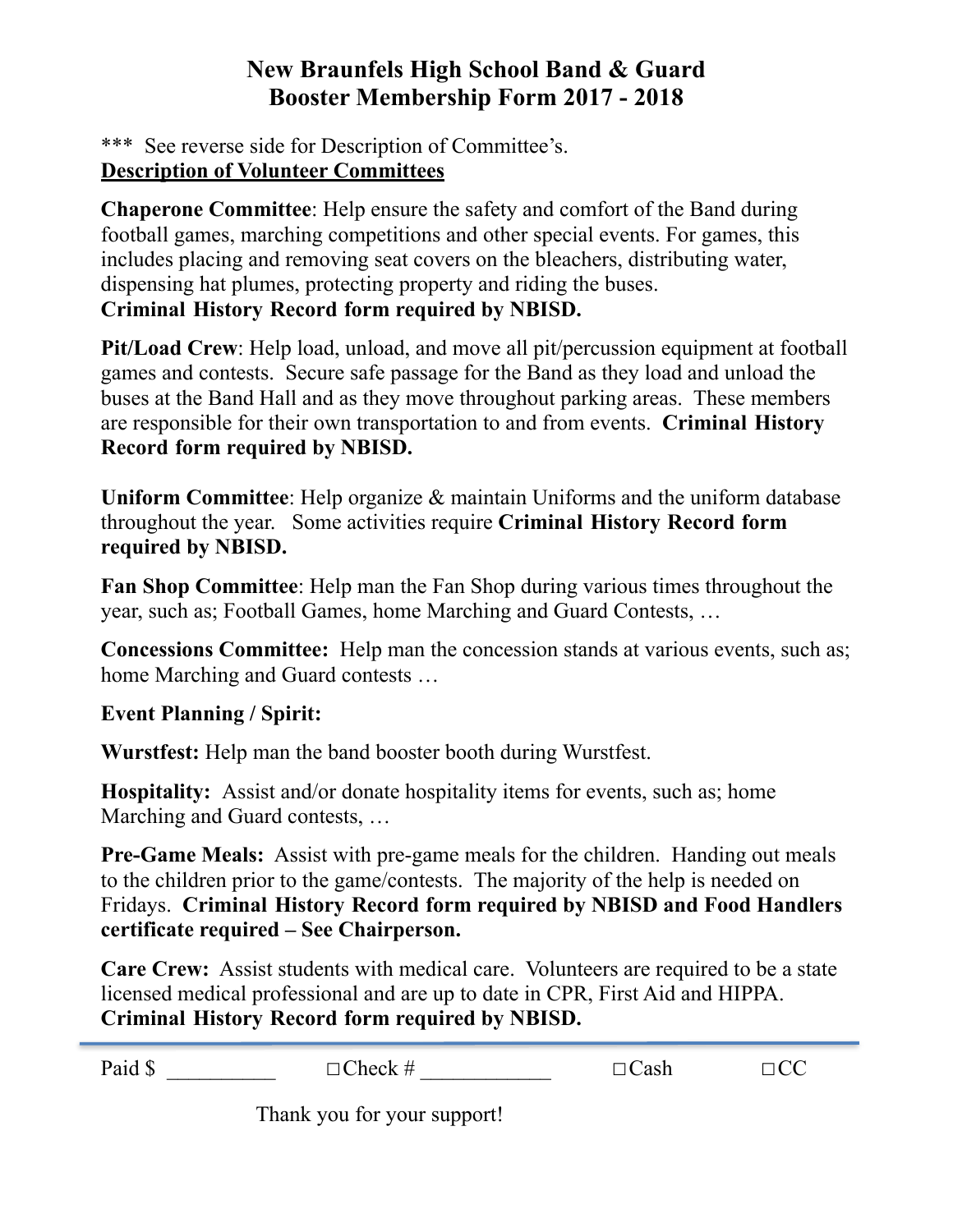# New Braunfels High School Band & Guard
# Booster Membership Form 2017 - 2018

*** See reverse side for Description of Committee's.

**Description of Volunteer Committees**

**Chaperone Committee**: Help ensure the safety and comfort of the Band during football games, marching competitions and other special events. For games, this includes placing and removing seat covers on the bleachers, distributing water, dispensing hat plumes, protecting property and riding the buses.
**Criminal History Record form required by NBISD.**

**Pit/Load Crew**: Help load, unload, and move all pit/percussion equipment at football games and contests. Secure safe passage for the Band as they load and unload the buses at the Band Hall and as they move throughout parking areas. These members are responsible for their own transportation to and from events. **Criminal History Record form required by NBISD.**

**Uniform Committee**: Help organize & maintain Uniforms and the uniform database throughout the year. Some activities require **Criminal History Record form required by NBISD.**

**Fan Shop Committee**: Help man the Fan Shop during various times throughout the year, such as; Football Games, home Marching and Guard Contests, …

**Concessions Committee:** Help man the concession stands at various events, such as; home Marching and Guard contests …

**Event Planning / Spirit:**

**Wurstfest:** Help man the band booster booth during Wurstfest.

**Hospitality:** Assist and/or donate hospitality items for events, such as; home Marching and Guard contests, …

**Pre-Game Meals:** Assist with pre-game meals for the children. Handing out meals to the children prior to the game/contests. The majority of the help is needed on Fridays. **Criminal History Record form required by NBISD and Food Handlers certificate required – See Chairperson.**

**Care Crew:** Assist students with medical care. Volunteers are required to be a state licensed medical professional and are up to date in CPR, First Aid and HIPPA. **Criminal History Record form required by NBISD.**

---

Paid $ __________ □Check # ____________ □Cash □CC

Thank you for your support!